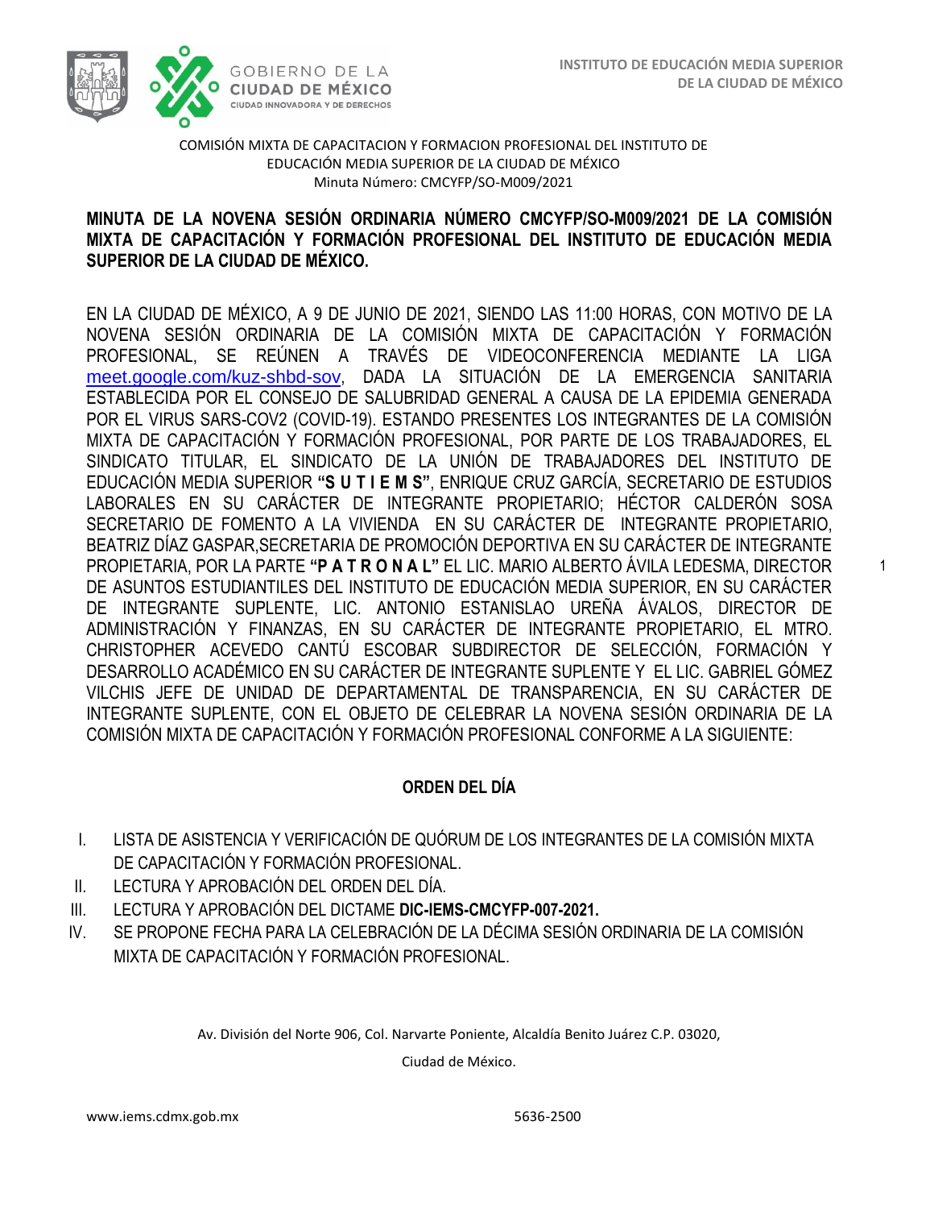COMISIÓN MIXTA DE CAPACITACION Y FORMACION PROFESIONAL DEL INSTITUTO DE EDUCACIÓN MEDIA SUPERIOR DE LA CIUDAD DE MÉXICO
Minuta Número: CMCYFP/SO-M009/2021

**MINUTA DE LA NOVENA SESIÓN ORDINARIA NÚMERO CMCYFP/SO-M009/2021 DE LA COMISIÓN MIXTA DE CAPACITACIÓN Y FORMACIÓN PROFESIONAL DEL INSTITUTO DE EDUCACIÓN MEDIA SUPERIOR DE LA CIUDAD DE MÉXICO.**

EN LA CIUDAD DE MÉXICO, A 9 DE JUNIO DE 2021, SIENDO LAS 11:00 HORAS, CON MOTIVO DE LA NOVENA SESIÓN ORDINARIA DE LA COMISIÓN MIXTA DE CAPACITACIÓN Y FORMACIÓN PROFESIONAL, SE REÚNEN A TRAVÉS DE VIDEOCONFERENCIA MEDIANTE LA LIGA meet.google.com/kuz-shbd-sov, DADA LA SITUACIÓN DE LA EMERGENCIA SANITARIA ESTABLECIDA POR EL CONSEJO DE SALUBRIDAD GENERAL A CAUSA DE LA EPIDEMIA GENERADA POR EL VIRUS SARS-COV2 (COVID-19). ESTANDO PRESENTES LOS INTEGRANTES DE LA COMISIÓN MIXTA DE CAPACITACIÓN Y FORMACIÓN PROFESIONAL, POR PARTE DE LOS TRABAJADORES, EL SINDICATO TITULAR, EL SINDICATO DE LA UNIÓN DE TRABAJADORES DEL INSTITUTO DE EDUCACIÓN MEDIA SUPERIOR **"S U T I E M S"**, ENRIQUE CRUZ GARCÍA, SECRETARIO DE ESTUDIOS LABORALES EN SU CARÁCTER DE INTEGRANTE PROPIETARIO; HÉCTOR CALDERÓN SOSA SECRETARIO DE FOMENTO A LA VIVIENDA EN SU CARÁCTER DE INTEGRANTE PROPIETARIO, BEATRIZ DÍAZ GASPAR,SECRETARIA DE PROMOCIÓN DEPORTIVA EN SU CARÁCTER DE INTEGRANTE PROPIETARIA, POR LA PARTE **"P A T R O N A L"** EL LIC. MARIO ALBERTO ÁVILA LEDESMA, DIRECTOR DE ASUNTOS ESTUDIANTILES DEL INSTITUTO DE EDUCACIÓN MEDIA SUPERIOR, EN SU CARÁCTER DE INTEGRANTE SUPLENTE, LIC. ANTONIO ESTANISLAO UREÑA ÁVALOS, DIRECTOR DE ADMINISTRACIÓN Y FINANZAS, EN SU CARÁCTER DE INTEGRANTE PROPIETARIO, EL MTRO. CHRISTOPHER ACEVEDO CANTÚ ESCOBAR SUBDIRECTOR DE SELECCIÓN, FORMACIÓN Y DESARROLLO ACADÉMICO EN SU CARÁCTER DE INTEGRANTE SUPLENTE Y EL LIC. GABRIEL GÓMEZ VILCHIS JEFE DE UNIDAD DE DEPARTAMENTAL DE TRANSPARENCIA, EN SU CARÁCTER DE INTEGRANTE SUPLENTE, CON EL OBJETO DE CELEBRAR LA NOVENA SESIÓN ORDINARIA DE LA COMISIÓN MIXTA DE CAPACITACIÓN Y FORMACIÓN PROFESIONAL CONFORME A LA SIGUIENTE:

## ORDEN DEL DÍA

I. LISTA DE ASISTENCIA Y VERIFICACIÓN DE QUÓRUM DE LOS INTEGRANTES DE LA COMISIÓN MIXTA DE CAPACITACIÓN Y FORMACIÓN PROFESIONAL.
II. LECTURA Y APROBACIÓN DEL ORDEN DEL DÍA.
III. LECTURA Y APROBACIÓN DEL DICTAME **DIC-IEMS-CMCYFP-007-2021.**
IV. SE PROPONE FECHA PARA LA CELEBRACIÓN DE LA DÉCIMA SESIÓN ORDINARIA DE LA COMISIÓN MIXTA DE CAPACITACIÓN Y FORMACIÓN PROFESIONAL.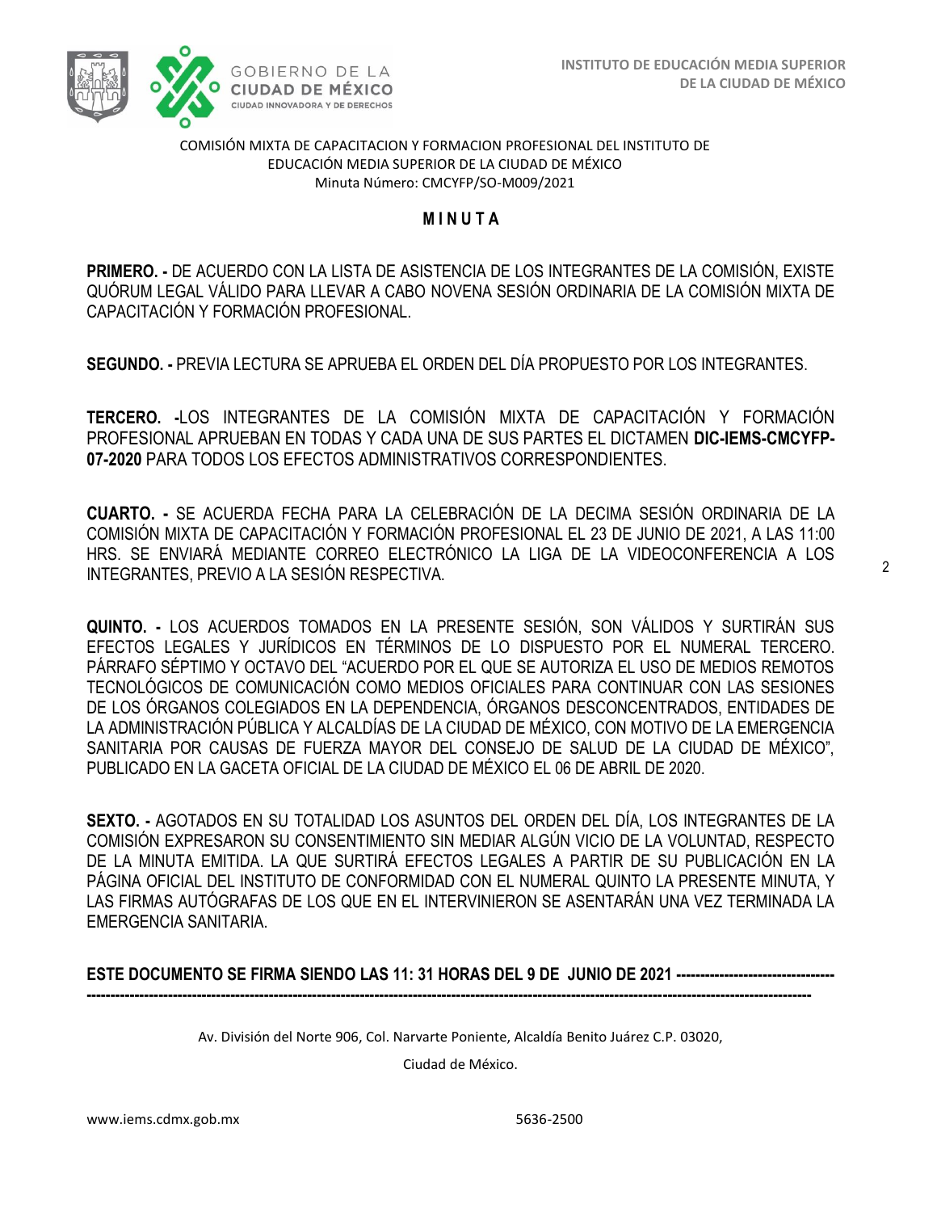COMISIÓN MIXTA DE CAPACITACION Y FORMACION PROFESIONAL DEL INSTITUTO DE EDUCACIÓN MEDIA SUPERIOR DE LA CIUDAD DE MÉXICO
Minuta Número: CMCYFP/SO-M009/2021

# M I N U T A

**PRIMERO. -** DE ACUERDO CON LA LISTA DE ASISTENCIA DE LOS INTEGRANTES DE LA COMISIÓN, EXISTE QUÓRUM LEGAL VÁLIDO PARA LLEVAR A CABO NOVENA SESIÓN ORDINARIA DE LA COMISIÓN MIXTA DE CAPACITACIÓN Y FORMACIÓN PROFESIONAL.

**SEGUNDO. -** PREVIA LECTURA SE APRUEBA EL ORDEN DEL DÍA PROPUESTO POR LOS INTEGRANTES.

**TERCERO. -**LOS INTEGRANTES DE LA COMISIÓN MIXTA DE CAPACITACIÓN Y FORMACIÓN PROFESIONAL APRUEBAN EN TODAS Y CADA UNA DE SUS PARTES EL DICTAMEN **DIC-IEMS-CMCYFP-07-2020** PARA TODOS LOS EFECTOS ADMINISTRATIVOS CORRESPONDIENTES.

**CUARTO. -** SE ACUERDA FECHA PARA LA CELEBRACIÓN DE LA DECIMA SESIÓN ORDINARIA DE LA COMISIÓN MIXTA DE CAPACITACIÓN Y FORMACIÓN PROFESIONAL EL 23 DE JUNIO DE 2021, A LAS 11:00 HRS. SE ENVIARÁ MEDIANTE CORREO ELECTRÓNICO LA LIGA DE LA VIDEOCONFERENCIA A LOS INTEGRANTES, PREVIO A LA SESIÓN RESPECTIVA.

**QUINTO. -** LOS ACUERDOS TOMADOS EN LA PRESENTE SESIÓN, SON VÁLIDOS Y SURTIRÁN SUS EFECTOS LEGALES Y JURÍDICOS EN TÉRMINOS DE LO DISPUESTO POR EL NUMERAL TERCERO. PÁRRAFO SÉPTIMO Y OCTAVO DEL "ACUERDO POR EL QUE SE AUTORIZA EL USO DE MEDIOS REMOTOS TECNOLÓGICOS DE COMUNICACIÓN COMO MEDIOS OFICIALES PARA CONTINUAR CON LAS SESIONES DE LOS ÓRGANOS COLEGIADOS EN LA DEPENDENCIA, ÓRGANOS DESCONCENTRADOS, ENTIDADES DE LA ADMINISTRACIÓN PÚBLICA Y ALCALDÍAS DE LA CIUDAD DE MÉXICO, CON MOTIVO DE LA EMERGENCIA SANITARIA POR CAUSAS DE FUERZA MAYOR DEL CONSEJO DE SALUD DE LA CIUDAD DE MÉXICO", PUBLICADO EN LA GACETA OFICIAL DE LA CIUDAD DE MÉXICO EL 06 DE ABRIL DE 2020.

**SEXTO. -** AGOTADOS EN SU TOTALIDAD LOS ASUNTOS DEL ORDEN DEL DÍA, LOS INTEGRANTES DE LA COMISIÓN EXPRESARON SU CONSENTIMIENTO SIN MEDIAR ALGÚN VICIO DE LA VOLUNTAD, RESPECTO DE LA MINUTA EMITIDA. LA QUE SURTIRÁ EFECTOS LEGALES A PARTIR DE SU PUBLICACIÓN EN LA PÁGINA OFICIAL DEL INSTITUTO DE CONFORMIDAD CON EL NUMERAL QUINTO LA PRESENTE MINUTA, Y LAS FIRMAS AUTÓGRAFAS DE LOS QUE EN EL INTERVINIERON SE ASENTARÁN UNA VEZ TERMINADA LA EMERGENCIA SANITARIA.

**ESTE DOCUMENTO SE FIRMA SIENDO LAS 11: 31 HORAS DEL 9 DE JUNIO DE 2021 ----------------------------------------------------------------------------------------------------------------------------------------------------------------------------**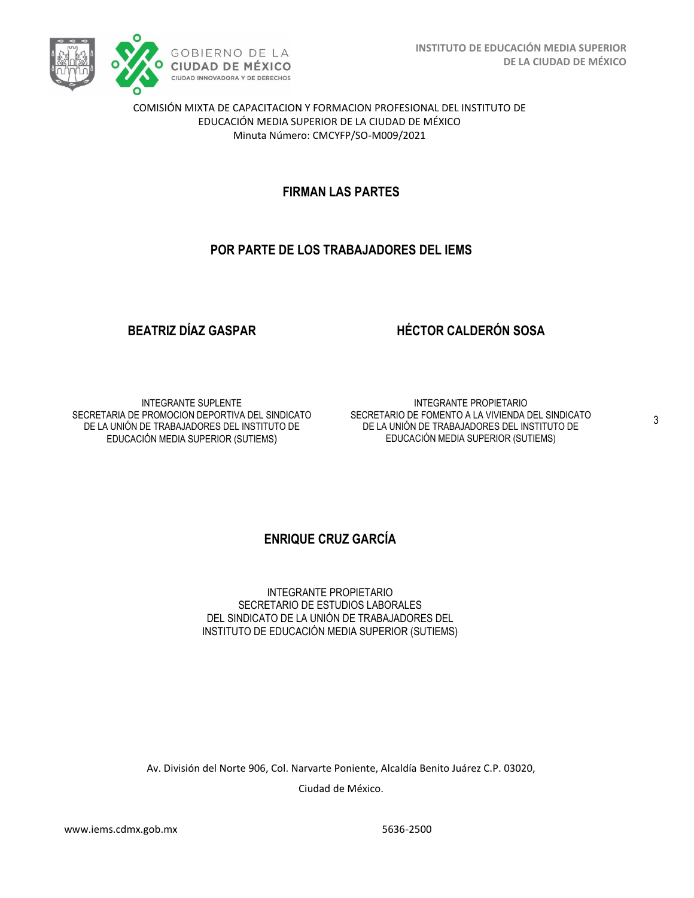COMISIÓN MIXTA DE CAPACITACION Y FORMACION PROFESIONAL DEL INSTITUTO DE EDUCACIÓN MEDIA SUPERIOR DE LA CIUDAD DE MÉXICO
Minuta Número: CMCYFP/SO-M009/2021

## FIRMAN LAS PARTES

## POR PARTE DE LOS TRABAJADORES DEL IEMS

**BEATRIZ DÍAZ GASPAR**

INTEGRANTE SUPLENTE
SECRETARIA DE PROMOCION DEPORTIVA DEL SINDICATO DE LA UNIÓN DE TRABAJADORES DEL INSTITUTO DE EDUCACIÓN MEDIA SUPERIOR (SUTIEMS)

**HÉCTOR CALDERÓN SOSA**

INTEGRANTE PROPIETARIO
SECRETARIO DE FOMENTO A LA VIVIENDA DEL SINDICATO DE LA UNIÓN DE TRABAJADORES DEL INSTITUTO DE EDUCACIÓN MEDIA SUPERIOR (SUTIEMS)

**ENRIQUE CRUZ GARCÍA**

INTEGRANTE PROPIETARIO
SECRETARIO DE ESTUDIOS LABORALES DEL SINDICATO DE LA UNIÓN DE TRABAJADORES DEL INSTITUTO DE EDUCACIÓN MEDIA SUPERIOR (SUTIEMS)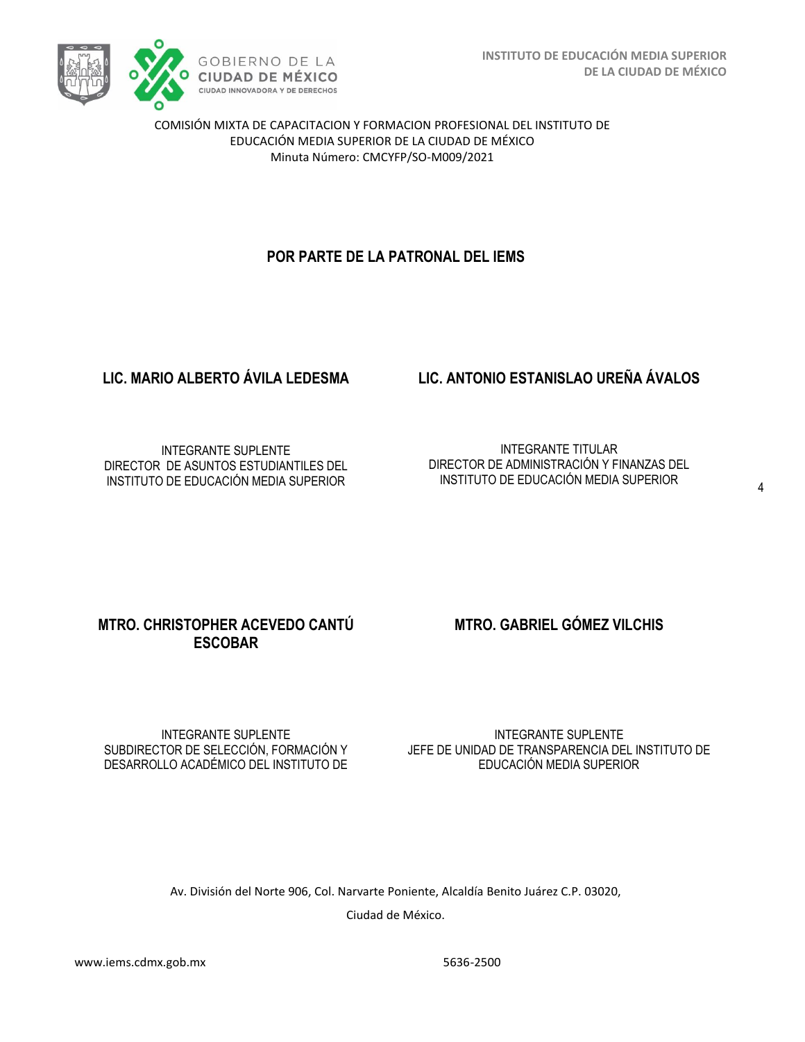COMISIÓN MIXTA DE CAPACITACION Y FORMACION PROFESIONAL DEL INSTITUTO DE EDUCACIÓN MEDIA SUPERIOR DE LA CIUDAD DE MÉXICO
Minuta Número: CMCYFP/SO-M009/2021

## POR PARTE DE LA PATRONAL DEL IEMS

**LIC. MARIO ALBERTO ÁVILA LEDESMA**

INTEGRANTE SUPLENTE
DIRECTOR DE ASUNTOS ESTUDIANTILES DEL INSTITUTO DE EDUCACIÓN MEDIA SUPERIOR

**LIC. ANTONIO ESTANISLAO UREÑA ÁVALOS**

INTEGRANTE TITULAR
DIRECTOR DE ADMINISTRACIÓN Y FINANZAS DEL INSTITUTO DE EDUCACIÓN MEDIA SUPERIOR

**MTRO. CHRISTOPHER ACEVEDO CANTÚ ESCOBAR**

INTEGRANTE SUPLENTE
SUBDIRECTOR DE SELECCIÓN, FORMACIÓN Y DESARROLLO ACADÉMICO DEL INSTITUTO DE

**MTRO. GABRIEL GÓMEZ VILCHIS**

INTEGRANTE SUPLENTE
JEFE DE UNIDAD DE TRANSPARENCIA DEL INSTITUTO DE EDUCACIÓN MEDIA SUPERIOR

Av. División del Norte 906, Col. Narvarte Poniente, Alcaldía Benito Juárez C.P. 03020, Ciudad de México.

www.iems.cdmx.gob.mx 5636-2500